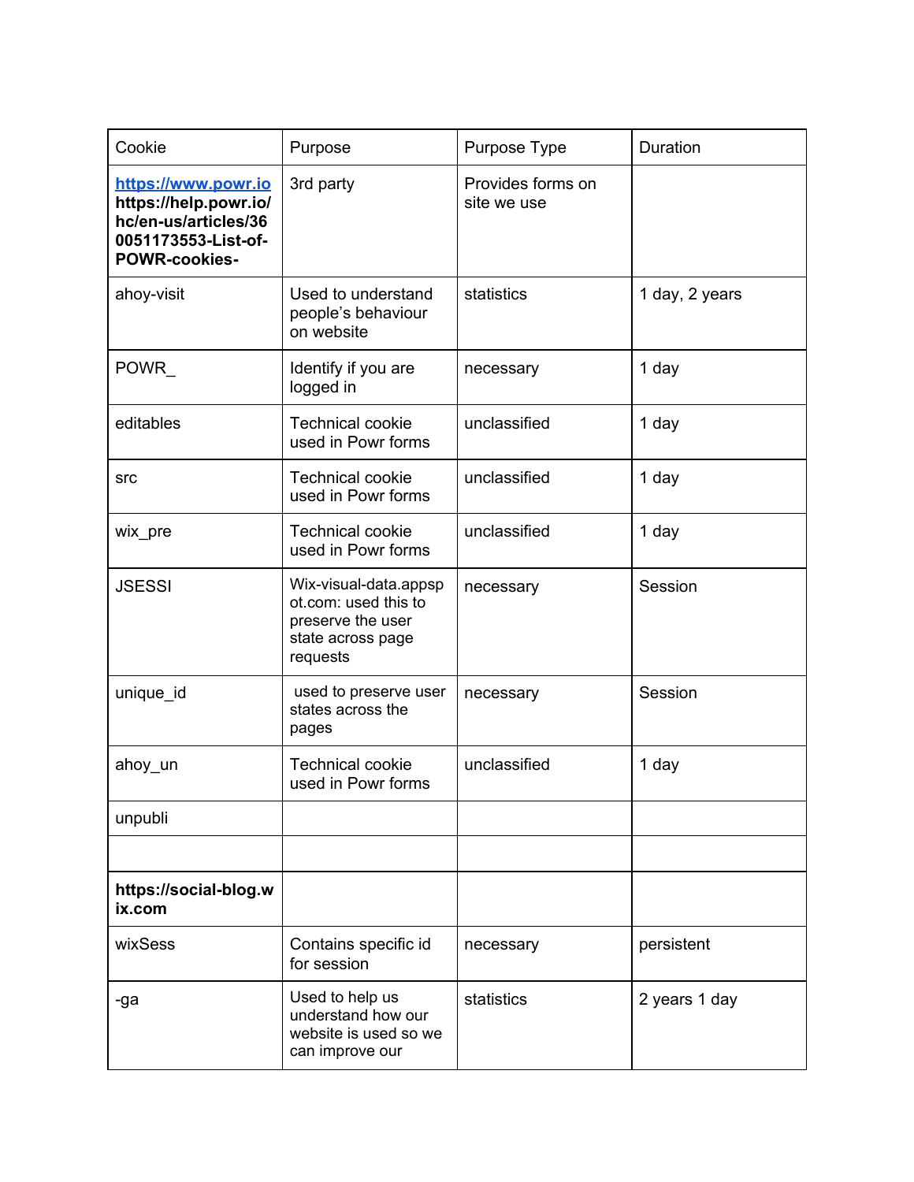| Cookie | Purpose | Purpose Type | Duration |
| --- | --- | --- | --- |
| **[https://www.powr.io](https://www.powr.io)** **https://help.powr.io/hc/en-us/articles/360051173553-List-of-POWR-cookies-** | 3rd party | Provides forms on site we use | |
| ahoy-visit | Used to understand people's behaviour on website | statistics | 1 day, 2 years |
| POWR_ | Identify if you are logged in | necessary | 1 day |
| editables | Technical cookie used in Powr forms | unclassified | 1 day |
| src | Technical cookie used in Powr forms | unclassified | 1 day |
| wix_pre | Technical cookie used in Powr forms | unclassified | 1 day |
| JSESSI | Wix-visual-data.appspot.com: used this to preserve the user state across page requests | necessary | Session |
| unique_id | used to preserve user states across the pages | necessary | Session |
| ahoy_un | Technical cookie used in Powr forms | unclassified | 1 day |
| unpubli | | | |
| | | | |
| **https://social-blog.wix.com** | | | |
| wixSess | Contains specific id for session | necessary | persistent |
| -ga | Used to help us understand how our website is used so we can improve our | statistics | 2 years 1 day |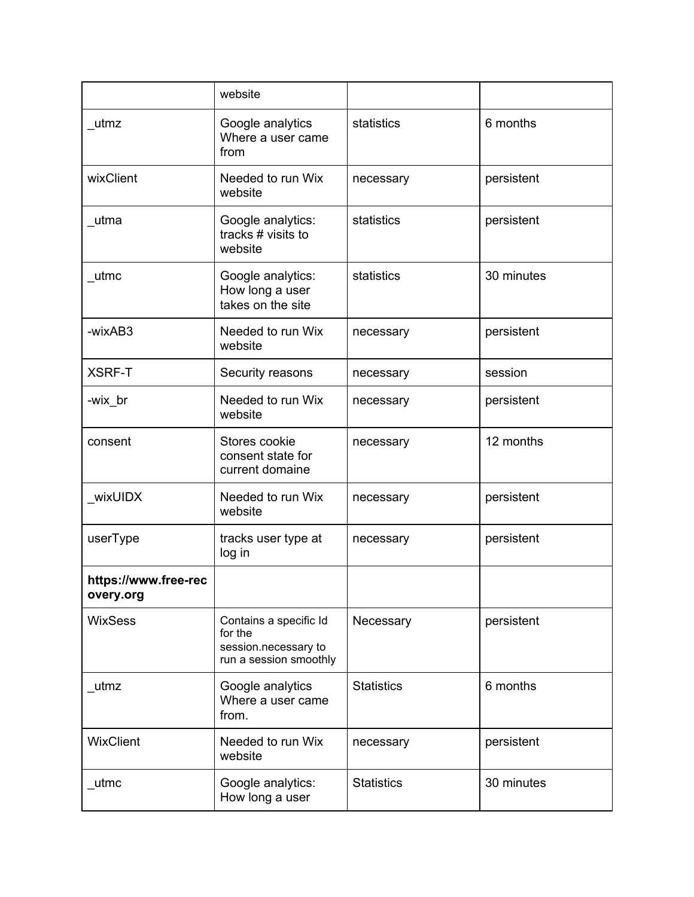| | website | | |
|---|---|---|---|
| _utmz | Google analytics Where a user came from | statistics | 6 months |
| wixClient | Needed to run Wix website | necessary | persistent |
| _utma | Google analytics: tracks # visits to website | statistics | persistent |
| _utmc | Google analytics: How long a user takes on the site | statistics | 30 minutes |
| -wixAB3 | Needed to run Wix website | necessary | persistent |
| XSRF-T | Security reasons | necessary | session |
| -wix_br | Needed to run Wix website | necessary | persistent |
| consent | Stores cookie consent state for current domaine | necessary | 12 months |
| _wixUIDX | Needed to run Wix website | necessary | persistent |
| userType | tracks user type at log in | necessary | persistent |
| **https://www.free-recovery.org** | | | |
| WixSess | Contains a specific Id for the session.necessary to run a session smoothly | Necessary | persistent |
| _utmz | Google analytics Where a user came from. | Statistics | 6 months |
| WixClient | Needed to run Wix website | necessary | persistent |
| _utmc | Google analytics: How long a user | Statistics | 30 minutes |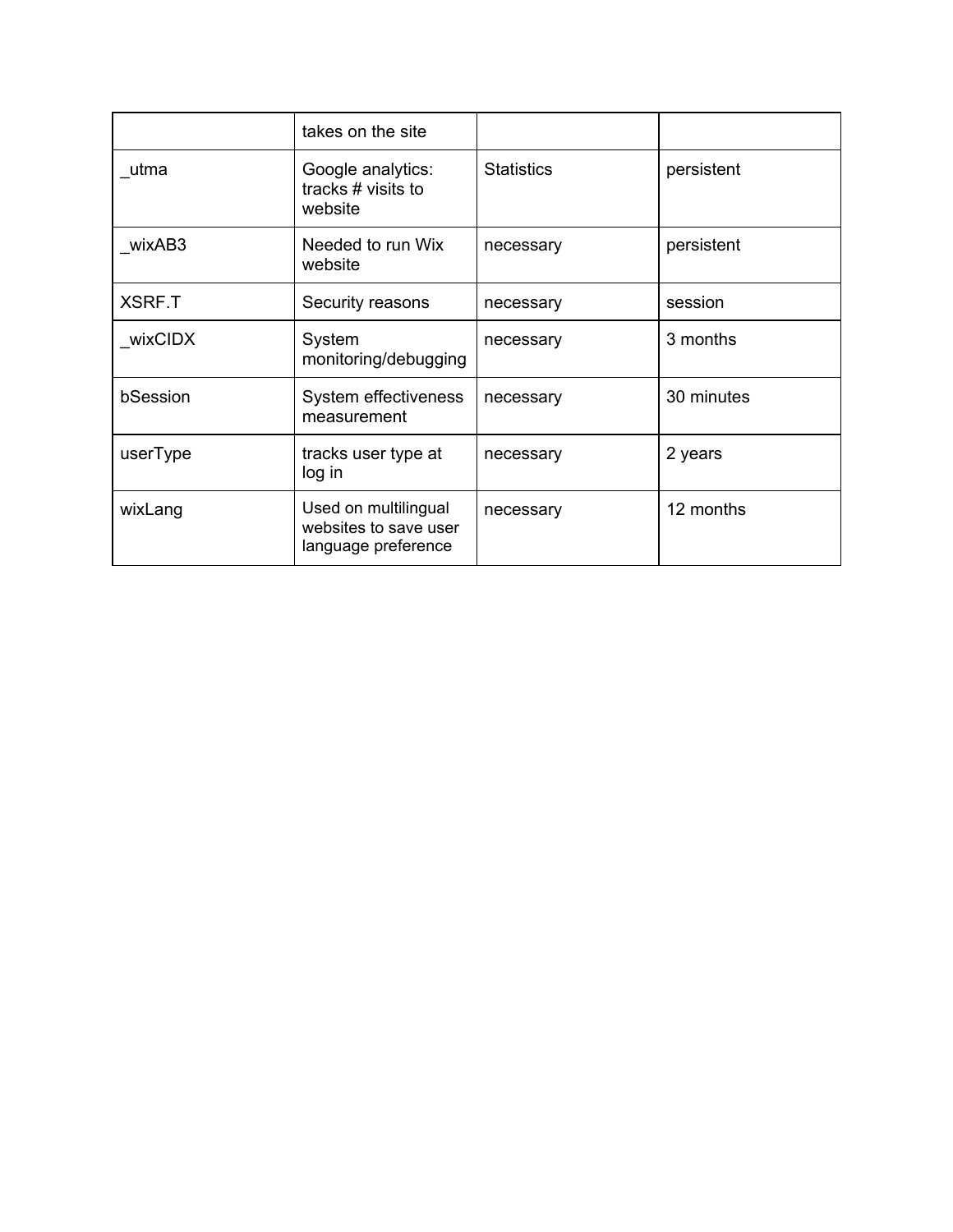| | | | |
|---|---|---|---|
| | takes on the site | | |
| _utma | Google analytics: tracks # visits to website | Statistics | persistent |
| _wixAB3 | Needed to run Wix website | necessary | persistent |
| XSRF.T | Security reasons | necessary | session |
| _wixCIDX | System monitoring/debugging | necessary | 3 months |
| bSession | System effectiveness measurement | necessary | 30 minutes |
| userType | tracks user type at log in | necessary | 2 years |
| wixLang | Used on multilingual websites to save user language preference | necessary | 12 months |